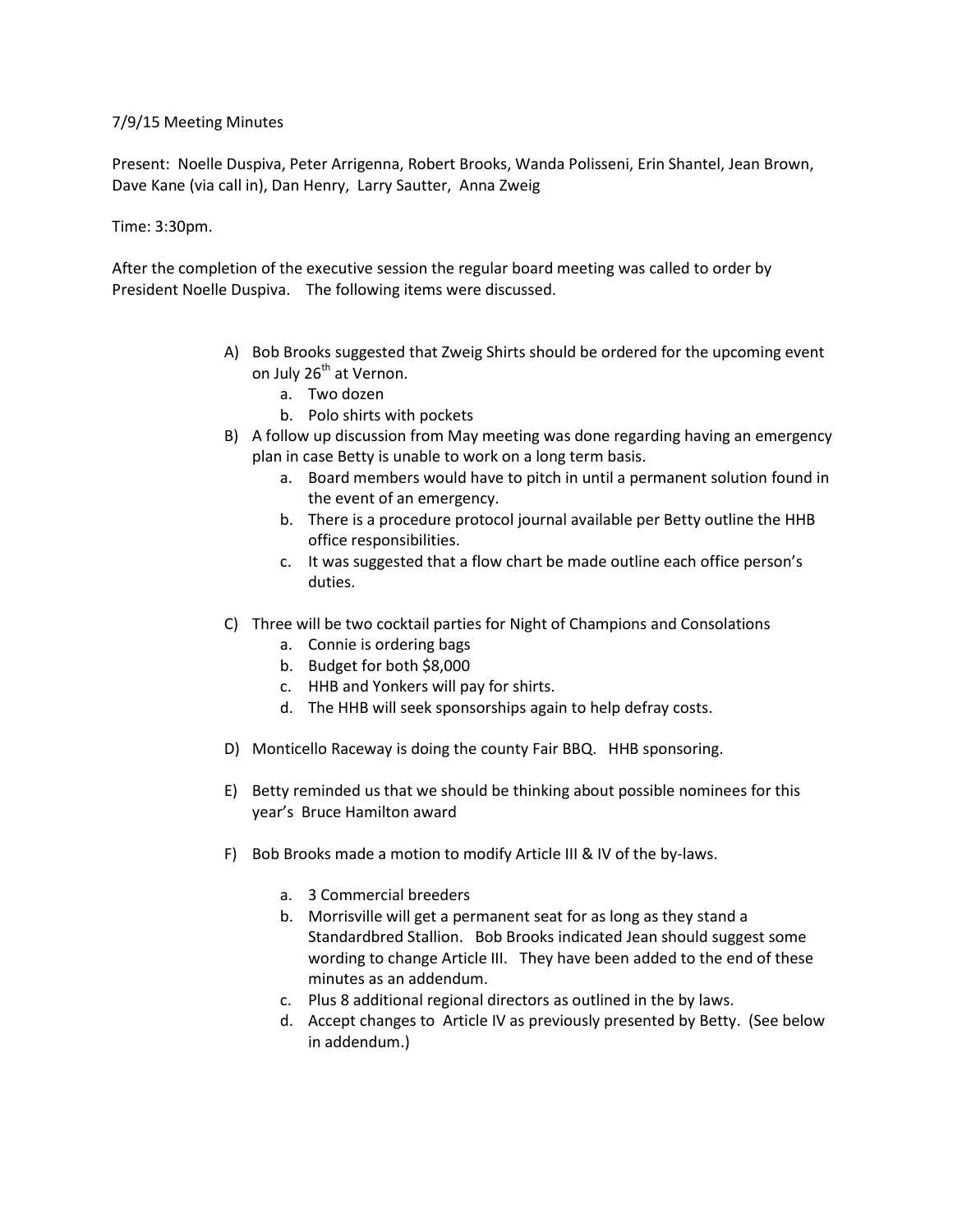7/9/15 Meeting Minutes

Present: Noelle Duspiva, Peter Arrigenna, Robert Brooks, Wanda Polisseni, Erin Shantel, Jean Brown, Dave Kane (via call in), Dan Henry, Larry Sautter, Anna Zweig

Time: 3:30pm.

After the completion of the executive session the regular board meeting was called to order by President Noelle Duspiva. The following items were discussed.

A) Bob Brooks suggested that Zweig Shirts should be ordered for the upcoming event on July 26th at Vernon.
   a. Two dozen
   b. Polo shirts with pockets
B) A follow up discussion from May meeting was done regarding having an emergency plan in case Betty is unable to work on a long term basis.
   a. Board members would have to pitch in until a permanent solution found in the event of an emergency.
   b. There is a procedure protocol journal available per Betty outline the HHB office responsibilities.
   c. It was suggested that a flow chart be made outline each office person's duties.

C) Three will be two cocktail parties for Night of Champions and Consolations
   a. Connie is ordering bags
   b. Budget for both $8,000
   c. HHB and Yonkers will pay for shirts.
   d. The HHB will seek sponsorships again to help defray costs.

D) Monticello Raceway is doing the county Fair BBQ. HHB sponsoring.

E) Betty reminded us that we should be thinking about possible nominees for this year's Bruce Hamilton award

F) Bob Brooks made a motion to modify Article III & IV of the by-laws.

   a. 3 Commercial breeders
   b. Morrisville will get a permanent seat for as long as they stand a Standardbred Stallion. Bob Brooks indicated Jean should suggest some wording to change Article III. They have been added to the end of these minutes as an addendum.
   c. Plus 8 additional regional directors as outlined in the by laws.
   d. Accept changes to Article IV as previously presented by Betty. (See below in addendum.)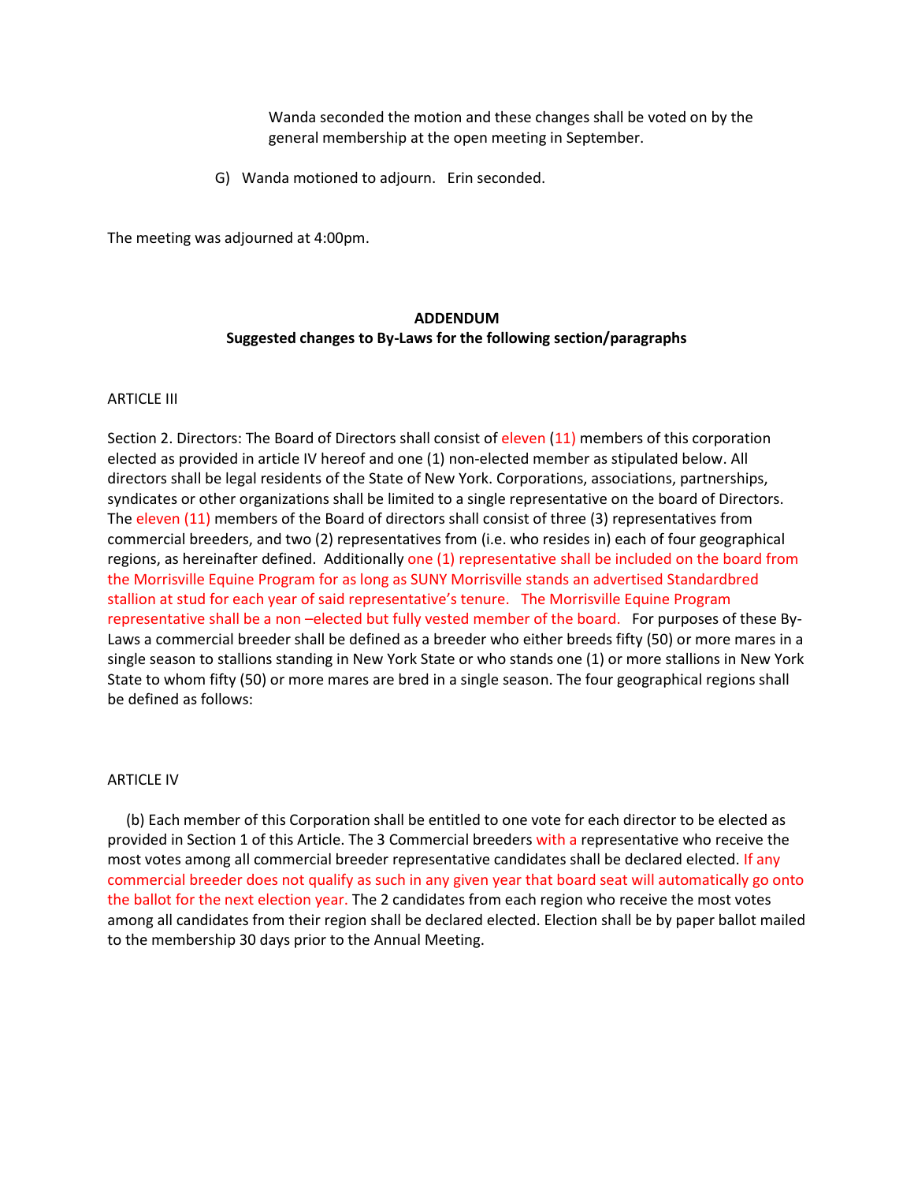Wanda seconded the motion and these changes shall be voted on by the general membership at the open meeting in September.

G) Wanda motioned to adjourn. Erin seconded.

The meeting was adjourned at 4:00pm.

**ADDENDUM**
**Suggested changes to By-Laws for the following section/paragraphs**

ARTICLE III

Section 2. Directors: The Board of Directors shall consist of eleven (11) members of this corporation elected as provided in article IV hereof and one (1) non-elected member as stipulated below. All directors shall be legal residents of the State of New York. Corporations, associations, partnerships, syndicates or other organizations shall be limited to a single representative on the board of Directors. The eleven (11) members of the Board of directors shall consist of three (3) representatives from commercial breeders, and two (2) representatives from (i.e. who resides in) each of four geographical regions, as hereinafter defined. Additionally one (1) representative shall be included on the board from the Morrisville Equine Program for as long as SUNY Morrisville stands an advertised Standardbred stallion at stud for each year of said representative's tenure. The Morrisville Equine Program representative shall be a non –elected but fully vested member of the board. For purposes of these By-Laws a commercial breeder shall be defined as a breeder who either breeds fifty (50) or more mares in a single season to stallions standing in New York State or who stands one (1) or more stallions in New York State to whom fifty (50) or more mares are bred in a single season. The four geographical regions shall be defined as follows:

ARTICLE IV

(b) Each member of this Corporation shall be entitled to one vote for each director to be elected as provided in Section 1 of this Article. The 3 Commercial breeders with a representative who receive the most votes among all commercial breeder representative candidates shall be declared elected. If any commercial breeder does not qualify as such in any given year that board seat will automatically go onto the ballot for the next election year. The 2 candidates from each region who receive the most votes among all candidates from their region shall be declared elected. Election shall be by paper ballot mailed to the membership 30 days prior to the Annual Meeting.